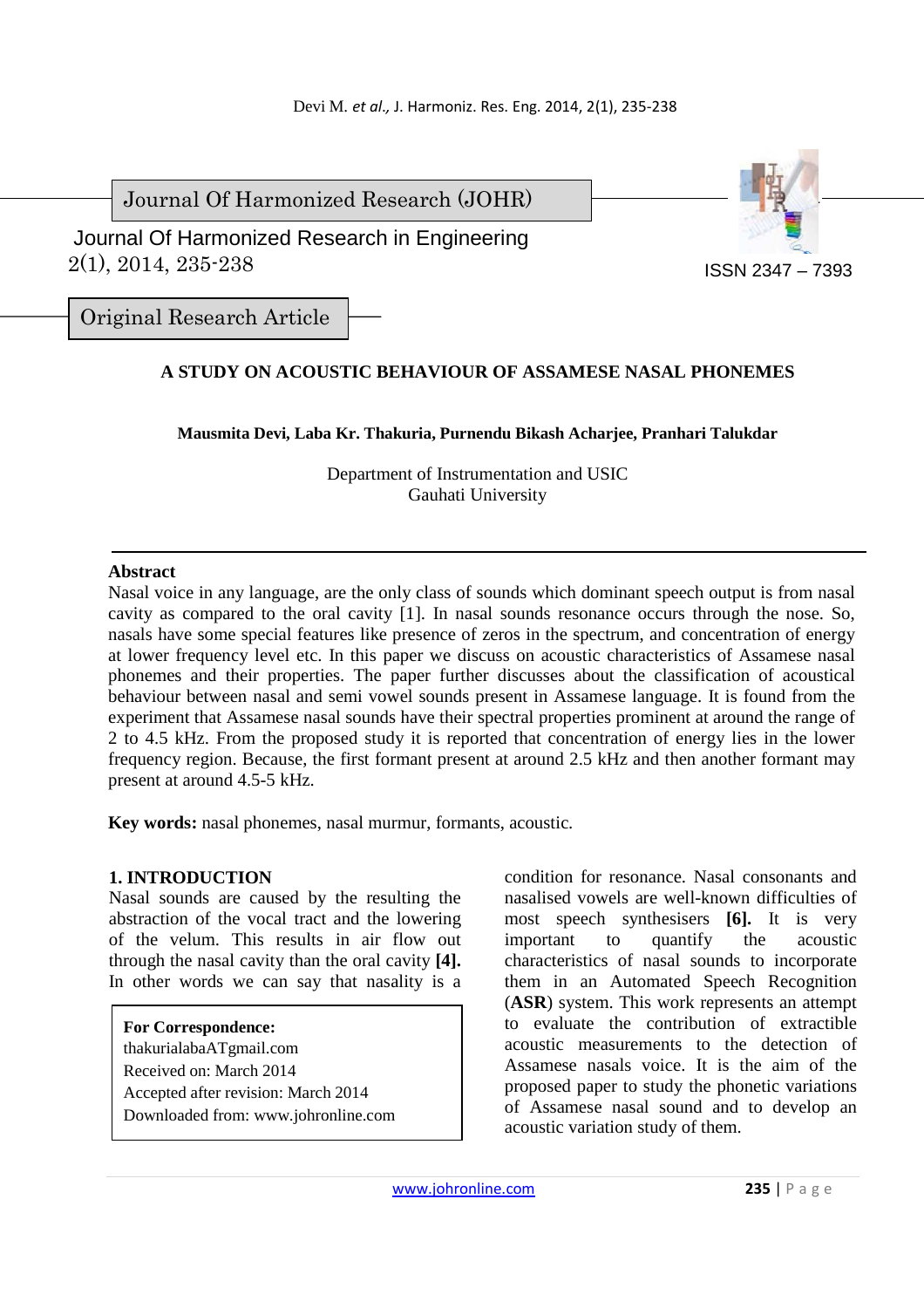Journal Of Harmonized Research (JOHR)

Journal Of Harmonized Research in Engineering
2(1), 2014, 235-238

ISSN 2347 – 7393

Original Research Article

# A STUDY ON ACOUSTIC BEHAVIOUR OF ASSAMESE NASAL PHONEMES

**Mausmita Devi, Laba Kr. Thakuria, Purnendu Bikash Acharjee, Pranhari Talukdar**

Department of Instrumentation and USIC
Gauhati University

**Abstract**

Nasal voice in any language, are the only class of sounds which dominant speech output is from nasal cavity as compared to the oral cavity [1]. In nasal sounds resonance occurs through the nose. So, nasals have some special features like presence of zeros in the spectrum, and concentration of energy at lower frequency level etc. In this paper we discuss on acoustic characteristics of Assamese nasal phonemes and their properties. The paper further discusses about the classification of acoustical behaviour between nasal and semi vowel sounds present in Assamese language. It is found from the experiment that Assamese nasal sounds have their spectral properties prominent at around the range of 2 to 4.5 kHz. From the proposed study it is reported that concentration of energy lies in the lower frequency region. Because, the first formant present at around 2.5 kHz and then another formant may present at around 4.5-5 kHz.

**Key words:** nasal phonemes, nasal murmur, formants, acoustic.

## 1. INTRODUCTION

Nasal sounds are caused by the resulting the abstraction of the vocal tract and the lowering of the velum. This results in air flow out through the nasal cavity than the oral cavity **[4].** In other words we can say that nasality is a condition for resonance. Nasal consonants and nasalised vowels are well-known difficulties of most speech synthesisers **[6].** It is very important to quantify the acoustic characteristics of nasal sounds to incorporate them in an Automated Speech Recognition (**ASR**) system. This work represents an attempt to evaluate the contribution of extractible acoustic measurements to the detection of Assamese nasals voice. It is the aim of the proposed paper to study the phonetic variations of Assamese nasal sound and to develop an acoustic variation study of them.

**For Correspondence:**
thakurialabaATgmail.com
Received on: March 2014
Accepted after revision: March 2014
Downloaded from: www.johronline.com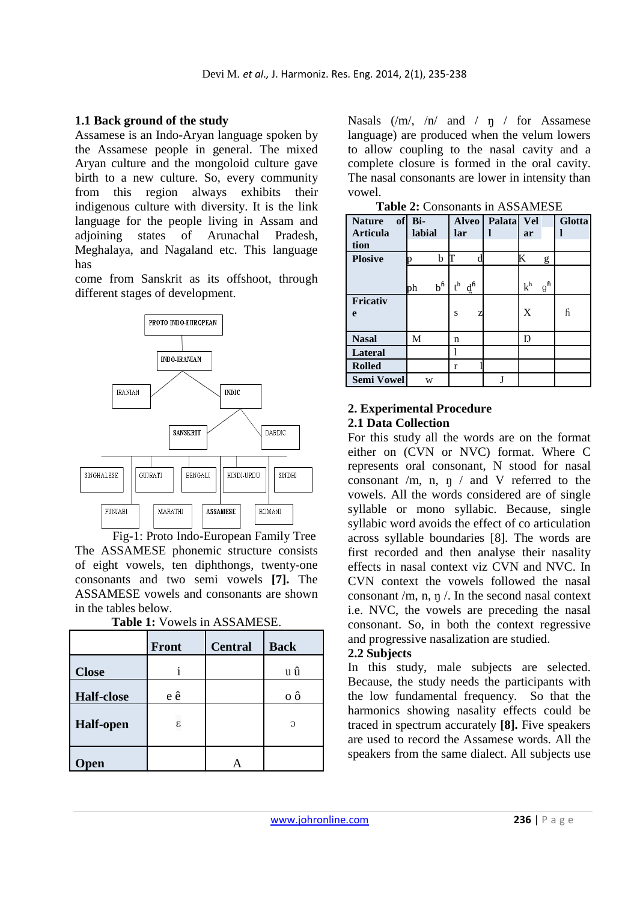### 1.1 Back ground of the study

Assamese is an Indo-Aryan language spoken by the Assamese people in general. The mixed Aryan culture and the mongoloid culture gave birth to a new culture. So, every community from this region always exhibits their indigenous culture with diversity. It is the link language for the people living in Assam and adjoining states of Arunachal Pradesh, Meghalaya, and Nagaland etc. This language has come from Sanskrit as its offshoot, through different stages of development.

Fig-1: Proto Indo-European Family Tree

The ASSAMESE phonemic structure consists of eight vowels, ten diphthongs, twenty-one consonants and two semi vowels **[7].** The ASSAMESE vowels and consonants are shown in the tables below.

**Table 1:** Vowels in ASSAMESE.

| | Front | Central | Back |
|---|---|---|---|
| **Close** | i | | u û |
| **Half-close** | e ê | | o ô |
| **Half-open** | ɛ | | ɔ |
| **Open** | | A | |

Nasals (/m/, /n/ and / ŋ / for Assamese language) are produced when the velum lowers to allow coupling to the nasal cavity and a complete closure is formed in the oral cavity. The nasal consonants are lower in intensity than vowel.

**Table 2:** Consonants in ASSAMESE

| Nature of Articulation | Bi-labial | Alveolar | Palatal | Velar | Glottal |
|---|---|---|---|---|---|
| **Plosive** | p b | T d | | K g | |
| | ph $b^{ɦ}$ | $t^h$ $d^{ɦ}$ | | $k^h$ $g^{ɦ}$ | |
| **Fricative** | | s z | | X | ɦ |
| **Nasal** | M | n | | ŋ | |
| **Lateral** | | l | | | |
| **Rolled** | | r l | | | |
| **Semi Vowel** | w | | J | | |

## 2. Experimental Procedure

### 2.1 Data Collection

For this study all the words are on the format either on (CVN or NVC) format. Where C represents oral consonant, N stood for nasal consonant /m, n, ŋ / and V referred to the vowels. All the words considered are of single syllable or mono syllabic. Because, single syllabic word avoids the effect of co articulation across syllable boundaries [8]. The words are first recorded and then analyse their nasality effects in nasal context viz CVN and NVC. In CVN context the vowels followed the nasal consonant /m, n, ŋ /. In the second nasal context i.e. NVC, the vowels are preceding the nasal consonant. So, in both the context regressive and progressive nasalization are studied.

### 2.2 Subjects

In this study, male subjects are selected. Because, the study needs the participants with the low fundamental frequency. So that the harmonics showing nasality effects could be traced in spectrum accurately **[8].** Five speakers are used to record the Assamese words. All the speakers from the same dialect. All subjects use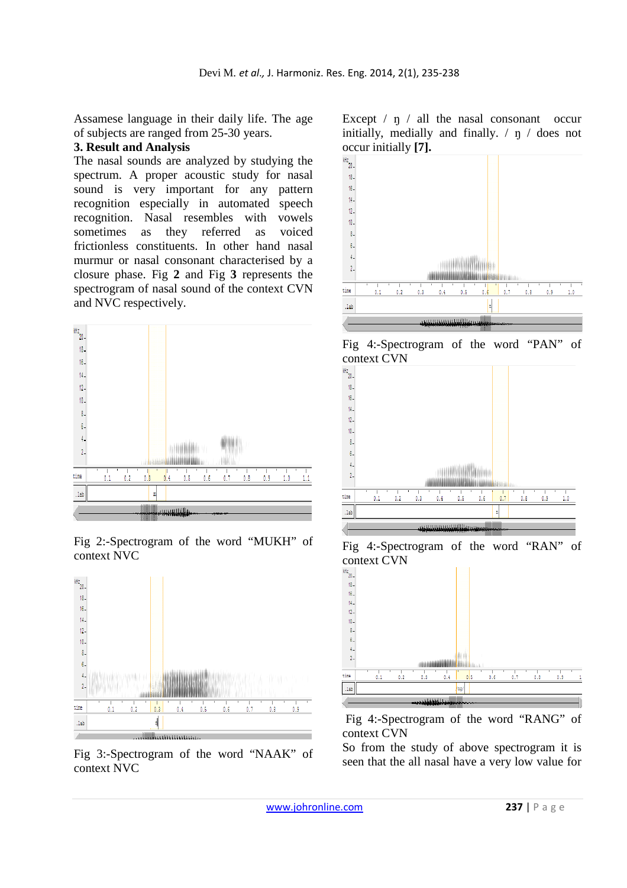Assamese language in their daily life. The age of subjects are ranged from 25-30 years.

## 3. Result and Analysis

The nasal sounds are analyzed by studying the spectrum. A proper acoustic study for nasal sound is very important for any pattern recognition especially in automated speech recognition. Nasal resembles with vowels sometimes as they referred as voiced frictionless constituents. In other hand nasal murmur or nasal consonant characterised by a closure phase. Fig **2** and Fig **3** represents the spectrogram of nasal sound of the context CVN and NVC respectively.

Fig 2:-Spectrogram of the word "MUKH" of context NVC

Fig 3:-Spectrogram of the word "NAAK" of context NVC

Except / ŋ / all the nasal consonant occur initially, medially and finally. / ŋ / does not occur initially **[7].**

Fig 4:-Spectrogram of the word "PAN" of context CVN

Fig 4:-Spectrogram of the word "RAN" of context CVN

Fig 4:-Spectrogram of the word "RANG" of context CVN

So from the study of above spectrogram it is seen that the all nasal have a very low value for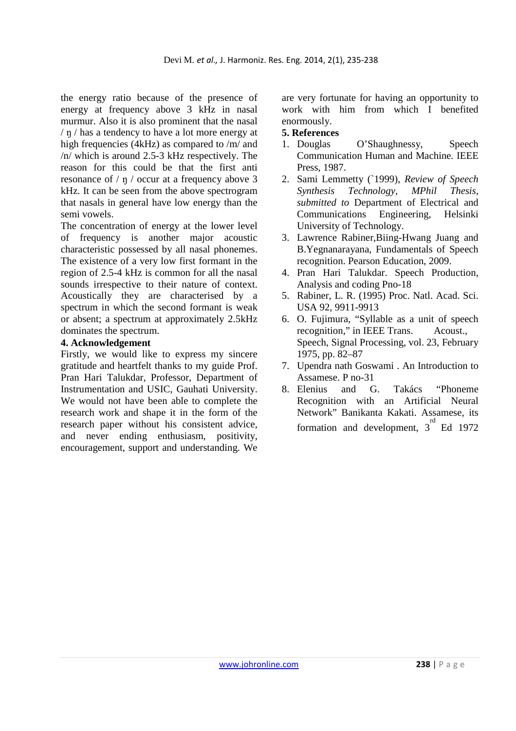the energy ratio because of the presence of energy at frequency above 3 kHz in nasal murmur. Also it is also prominent that the nasal / ŋ / has a tendency to have a lot more energy at high frequencies (4kHz) as compared to /m/ and /n/ which is around 2.5-3 kHz respectively. The reason for this could be that the first anti resonance of / ŋ / occur at a frequency above 3 kHz. It can be seen from the above spectrogram that nasals in general have low energy than the semi vowels.

The concentration of energy at the lower level of frequency is another major acoustic characteristic possessed by all nasal phonemes. The existence of a very low first formant in the region of 2.5-4 kHz is common for all the nasal sounds irrespective to their nature of context. Acoustically they are characterised by a spectrum in which the second formant is weak or absent; a spectrum at approximately 2.5kHz dominates the spectrum.

## 4. Acknowledgement

Firstly, we would like to express my sincere gratitude and heartfelt thanks to my guide Prof. Pran Hari Talukdar, Professor, Department of Instrumentation and USIC, Gauhati University. We would not have been able to complete the research work and shape it in the form of the research paper without his consistent advice, and never ending enthusiasm, positivity, encouragement, support and understanding. We are very fortunate for having an opportunity to work with him from which I benefited enormously.

## 5. References

1. Douglas O'Shaughnessy, Speech Communication Human and Machine. IEEE Press, 1987.
2. Sami Lemmetty (`1999), *Review of Speech Synthesis Technology*, *MPhil Thesis, submitted to* Department of Electrical and Communications Engineering, Helsinki University of Technology.
3. Lawrence Rabiner,Biing-Hwang Juang and B.Yegnanarayana, Fundamentals of Speech recognition. Pearson Education, 2009.
4. Pran Hari Talukdar. Speech Production, Analysis and coding Pno-18
5. Rabiner, L. R. (1995) Proc. Natl. Acad. Sci. USA 92, 9911-9913
6. O. Fujimura, "Syllable as a unit of speech recognition," in IEEE Trans. Acoust., Speech, Signal Processing, vol. 23, February 1975, pp. 82–87
7. Upendra nath Goswami . An Introduction to Assamese. P no-31
8. Elenius and G. Takács "Phoneme Recognition with an Artificial Neural Network" Banikanta Kakati. Assamese, its formation and development, 3rd Ed 1972